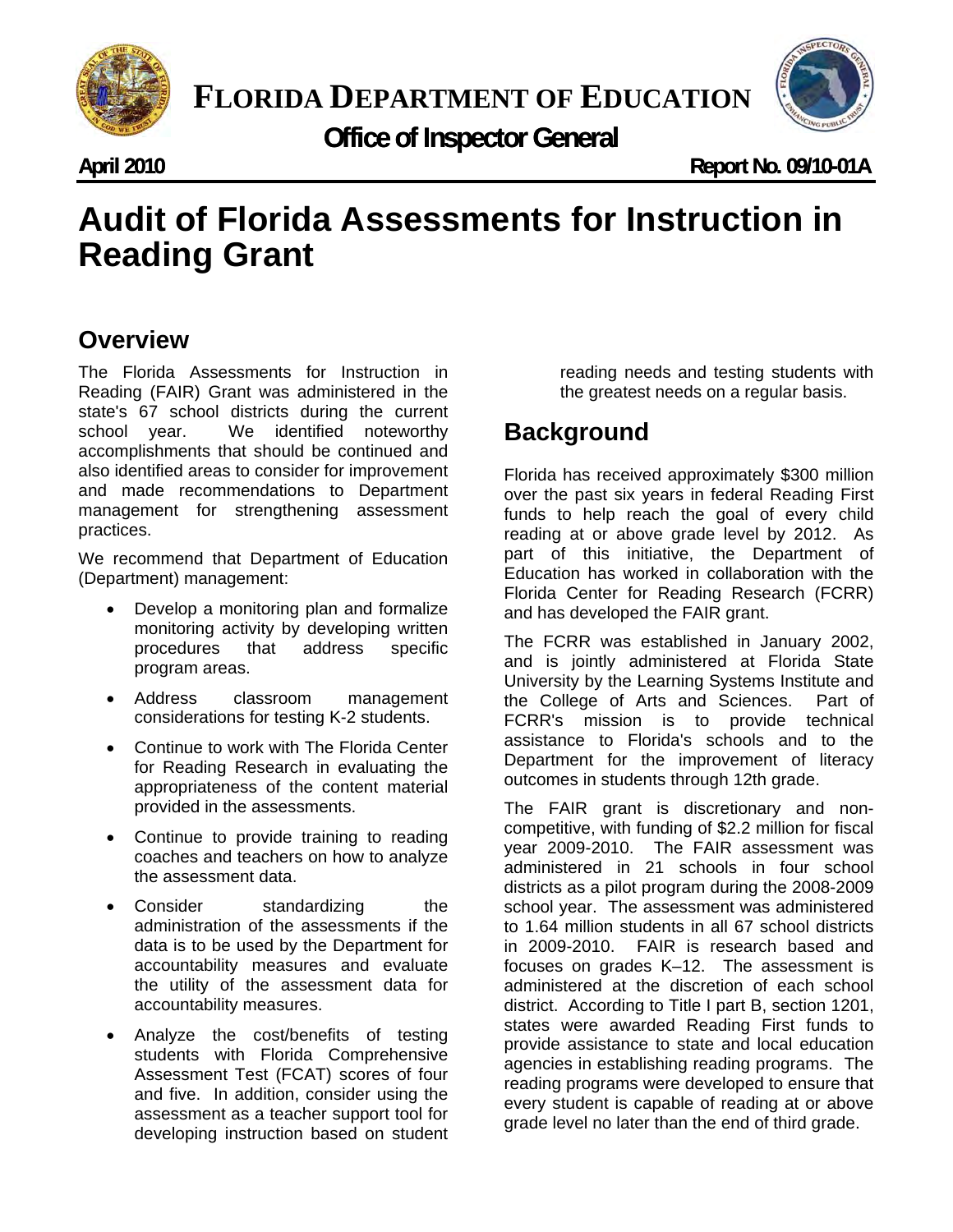# FLORIDA DEPARTMENT OF EDUCATION

## Office of Inspector General

**April 2010** **Report No. 09/10-01A**

# Audit of Florida Assessments for Instruction in Reading Grant

## Overview

The Florida Assessments for Instruction in Reading (FAIR) Grant was administered in the state's 67 school districts during the current school year. We identified noteworthy accomplishments that should be continued and also identified areas to consider for improvement and made recommendations to Department management for strengthening assessment practices.

We recommend that Department of Education (Department) management:

- Develop a monitoring plan and formalize monitoring activity by developing written procedures that address specific program areas.
- Address classroom management considerations for testing K-2 students.
- Continue to work with The Florida Center for Reading Research in evaluating the appropriateness of the content material provided in the assessments.
- Continue to provide training to reading coaches and teachers on how to analyze the assessment data.
- Consider standardizing the administration of the assessments if the data is to be used by the Department for accountability measures and evaluate the utility of the assessment data for accountability measures.
- Analyze the cost/benefits of testing students with Florida Comprehensive Assessment Test (FCAT) scores of four and five. In addition, consider using the assessment as a teacher support tool for developing instruction based on student reading needs and testing students with the greatest needs on a regular basis.

## Background

Florida has received approximately $300 million over the past six years in federal Reading First funds to help reach the goal of every child reading at or above grade level by 2012. As part of this initiative, the Department of Education has worked in collaboration with the Florida Center for Reading Research (FCRR) and has developed the FAIR grant.

The FCRR was established in January 2002, and is jointly administered at Florida State University by the Learning Systems Institute and the College of Arts and Sciences. Part of FCRR's mission is to provide technical assistance to Florida's schools and to the Department for the improvement of literacy outcomes in students through 12th grade.

The FAIR grant is discretionary and non-competitive, with funding of $2.2 million for fiscal year 2009-2010. The FAIR assessment was administered in 21 schools in four school districts as a pilot program during the 2008-2009 school year. The assessment was administered to 1.64 million students in all 67 school districts in 2009-2010. FAIR is research based and focuses on grades K–12. The assessment is administered at the discretion of each school district. According to Title I part B, section 1201, states were awarded Reading First funds to provide assistance to state and local education agencies in establishing reading programs. The reading programs were developed to ensure that every student is capable of reading at or above grade level no later than the end of third grade.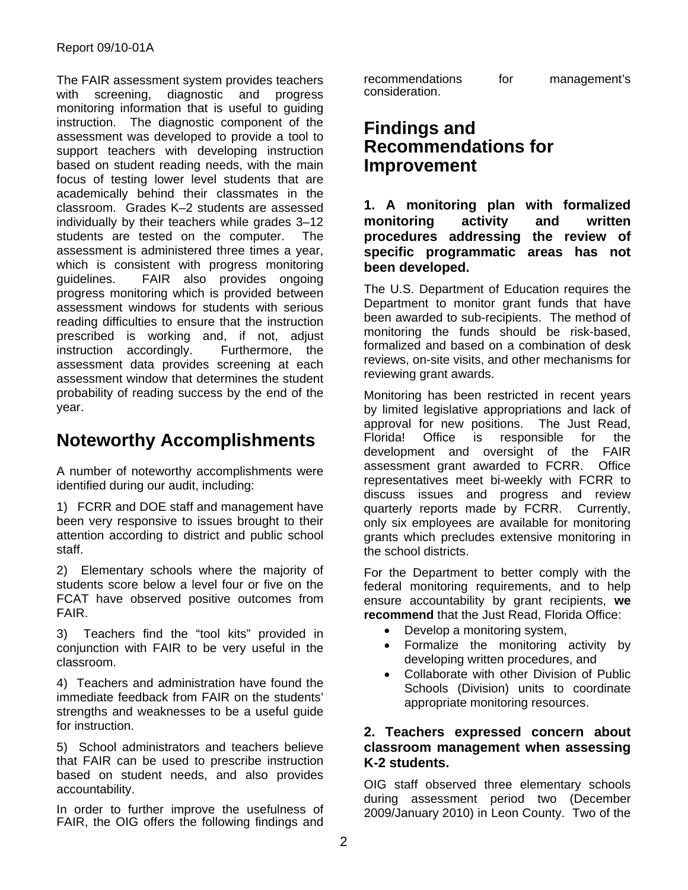The FAIR assessment system provides teachers with screening, diagnostic and progress monitoring information that is useful to guiding instruction. The diagnostic component of the assessment was developed to provide a tool to support teachers with developing instruction based on student reading needs, with the main focus of testing lower level students that are academically behind their classmates in the classroom. Grades K–2 students are assessed individually by their teachers while grades 3–12 students are tested on the computer. The assessment is administered three times a year, which is consistent with progress monitoring guidelines. FAIR also provides ongoing progress monitoring which is provided between assessment windows for students with serious reading difficulties to ensure that the instruction prescribed is working and, if not, adjust instruction accordingly. Furthermore, the assessment data provides screening at each assessment window that determines the student probability of reading success by the end of the year.

## Noteworthy Accomplishments

A number of noteworthy accomplishments were identified during our audit, including:

1) FCRR and DOE staff and management have been very responsive to issues brought to their attention according to district and public school staff.

2) Elementary schools where the majority of students score below a level four or five on the FCAT have observed positive outcomes from FAIR.

3) Teachers find the "tool kits" provided in conjunction with FAIR to be very useful in the classroom.

4) Teachers and administration have found the immediate feedback from FAIR on the students' strengths and weaknesses to be a useful guide for instruction.

5) School administrators and teachers believe that FAIR can be used to prescribe instruction based on student needs, and also provides accountability.

In order to further improve the usefulness of FAIR, the OIG offers the following findings and recommendations for management's consideration.

## Findings and Recommendations for Improvement

### 1. A monitoring plan with formalized monitoring activity and written procedures addressing the review of specific programmatic areas has not been developed.

The U.S. Department of Education requires the Department to monitor grant funds that have been awarded to sub-recipients. The method of monitoring the funds should be risk-based, formalized and based on a combination of desk reviews, on-site visits, and other mechanisms for reviewing grant awards.

Monitoring has been restricted in recent years by limited legislative appropriations and lack of approval for new positions. The Just Read, Florida! Office is responsible for the development and oversight of the FAIR assessment grant awarded to FCRR. Office representatives meet bi-weekly with FCRR to discuss issues and progress and review quarterly reports made by FCRR. Currently, only six employees are available for monitoring grants which precludes extensive monitoring in the school districts.

For the Department to better comply with the federal monitoring requirements, and to help ensure accountability by grant recipients, **we recommend** that the Just Read, Florida Office:

- Develop a monitoring system,
- Formalize the monitoring activity by developing written procedures, and
- Collaborate with other Division of Public Schools (Division) units to coordinate appropriate monitoring resources.

### 2. Teachers expressed concern about classroom management when assessing K-2 students.

OIG staff observed three elementary schools during assessment period two (December 2009/January 2010) in Leon County. Two of the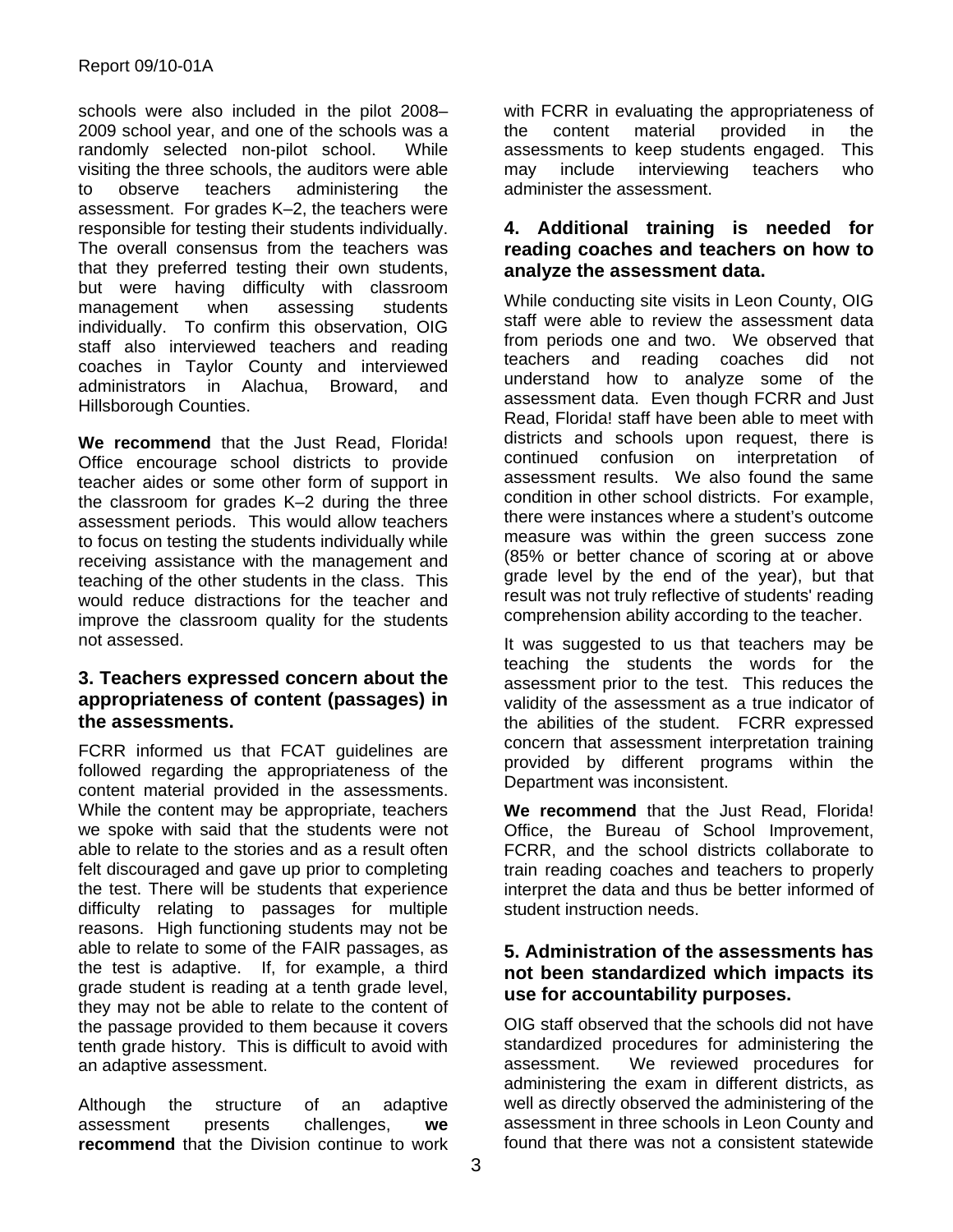schools were also included in the pilot 2008–2009 school year, and one of the schools was a randomly selected non-pilot school. While visiting the three schools, the auditors were able to observe teachers administering the assessment. For grades K–2, the teachers were responsible for testing their students individually. The overall consensus from the teachers was that they preferred testing their own students, but were having difficulty with classroom management when assessing students individually. To confirm this observation, OIG staff also interviewed teachers and reading coaches in Taylor County and interviewed administrators in Alachua, Broward, and Hillsborough Counties.

**We recommend** that the Just Read, Florida! Office encourage school districts to provide teacher aides or some other form of support in the classroom for grades K–2 during the three assessment periods. This would allow teachers to focus on testing the students individually while receiving assistance with the management and teaching of the other students in the class. This would reduce distractions for the teacher and improve the classroom quality for the students not assessed.

### 3. Teachers expressed concern about the appropriateness of content (passages) in the assessments.

FCRR informed us that FCAT guidelines are followed regarding the appropriateness of the content material provided in the assessments. While the content may be appropriate, teachers we spoke with said that the students were not able to relate to the stories and as a result often felt discouraged and gave up prior to completing the test. There will be students that experience difficulty relating to passages for multiple reasons. High functioning students may not be able to relate to some of the FAIR passages, as the test is adaptive. If, for example, a third grade student is reading at a tenth grade level, they may not be able to relate to the content of the passage provided to them because it covers tenth grade history. This is difficult to avoid with an adaptive assessment.

Although the structure of an adaptive assessment presents challenges, **we recommend** that the Division continue to work with FCRR in evaluating the appropriateness of the content material provided in the assessments to keep students engaged. This may include interviewing teachers who administer the assessment.

### 4. Additional training is needed for reading coaches and teachers on how to analyze the assessment data.

While conducting site visits in Leon County, OIG staff were able to review the assessment data from periods one and two. We observed that teachers and reading coaches did not understand how to analyze some of the assessment data. Even though FCRR and Just Read, Florida! staff have been able to meet with districts and schools upon request, there is continued confusion on interpretation of assessment results. We also found the same condition in other school districts. For example, there were instances where a student's outcome measure was within the green success zone (85% or better chance of scoring at or above grade level by the end of the year), but that result was not truly reflective of students' reading comprehension ability according to the teacher.

It was suggested to us that teachers may be teaching the students the words for the assessment prior to the test. This reduces the validity of the assessment as a true indicator of the abilities of the student. FCRR expressed concern that assessment interpretation training provided by different programs within the Department was inconsistent.

**We recommend** that the Just Read, Florida! Office, the Bureau of School Improvement, FCRR, and the school districts collaborate to train reading coaches and teachers to properly interpret the data and thus be better informed of student instruction needs.

### 5. Administration of the assessments has not been standardized which impacts its use for accountability purposes.

OIG staff observed that the schools did not have standardized procedures for administering the assessment. We reviewed procedures for administering the exam in different districts, as well as directly observed the administering of the assessment in three schools in Leon County and found that there was not a consistent statewide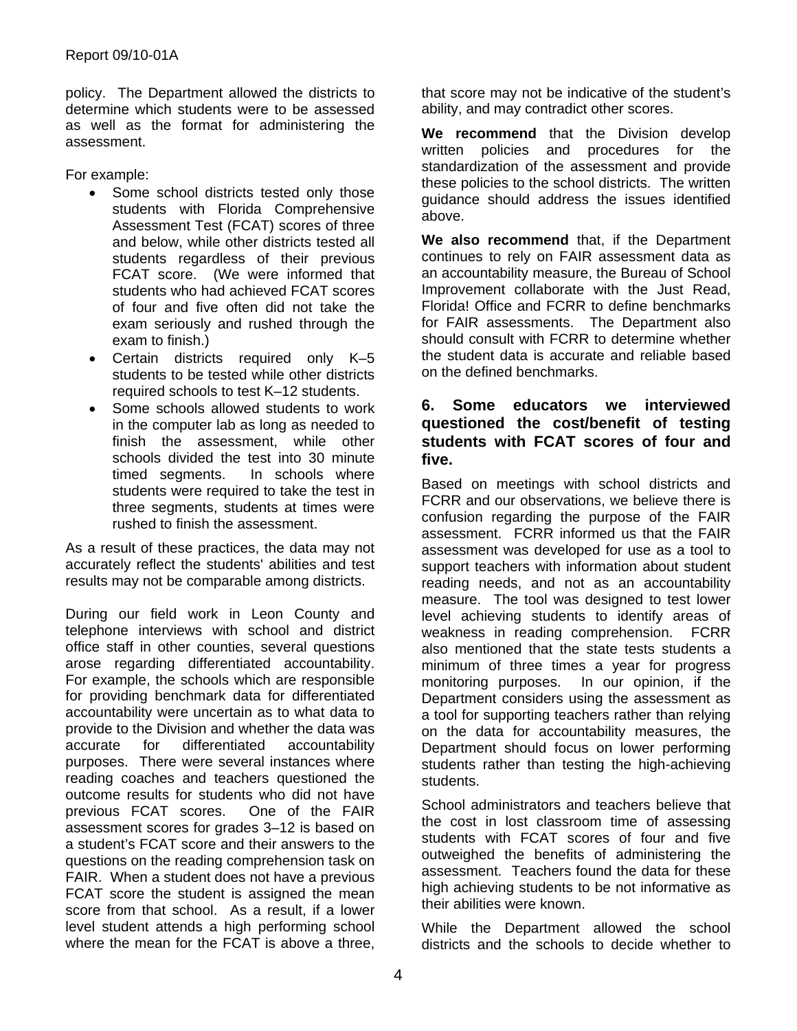policy. The Department allowed the districts to determine which students were to be assessed as well as the format for administering the assessment.

For example:

- Some school districts tested only those students with Florida Comprehensive Assessment Test (FCAT) scores of three and below, while other districts tested all students regardless of their previous FCAT score. (We were informed that students who had achieved FCAT scores of four and five often did not take the exam seriously and rushed through the exam to finish.)
- Certain districts required only K–5 students to be tested while other districts required schools to test K–12 students.
- Some schools allowed students to work in the computer lab as long as needed to finish the assessment, while other schools divided the test into 30 minute timed segments. In schools where students were required to take the test in three segments, students at times were rushed to finish the assessment.

As a result of these practices, the data may not accurately reflect the students' abilities and test results may not be comparable among districts.

During our field work in Leon County and telephone interviews with school and district office staff in other counties, several questions arose regarding differentiated accountability. For example, the schools which are responsible for providing benchmark data for differentiated accountability were uncertain as to what data to provide to the Division and whether the data was accurate for differentiated accountability purposes. There were several instances where reading coaches and teachers questioned the outcome results for students who did not have previous FCAT scores. One of the FAIR assessment scores for grades 3–12 is based on a student's FCAT score and their answers to the questions on the reading comprehension task on FAIR. When a student does not have a previous FCAT score the student is assigned the mean score from that school. As a result, if a lower level student attends a high performing school where the mean for the FCAT is above a three, that score may not be indicative of the student's ability, and may contradict other scores.

**We recommend** that the Division develop written policies and procedures for the standardization of the assessment and provide these policies to the school districts. The written guidance should address the issues identified above.

**We also recommend** that, if the Department continues to rely on FAIR assessment data as an accountability measure, the Bureau of School Improvement collaborate with the Just Read, Florida! Office and FCRR to define benchmarks for FAIR assessments. The Department also should consult with FCRR to determine whether the student data is accurate and reliable based on the defined benchmarks.

### 6. Some educators we interviewed questioned the cost/benefit of testing students with FCAT scores of four and five.

Based on meetings with school districts and FCRR and our observations, we believe there is confusion regarding the purpose of the FAIR assessment. FCRR informed us that the FAIR assessment was developed for use as a tool to support teachers with information about student reading needs, and not as an accountability measure. The tool was designed to test lower level achieving students to identify areas of weakness in reading comprehension. FCRR also mentioned that the state tests students a minimum of three times a year for progress monitoring purposes. In our opinion, if the Department considers using the assessment as a tool for supporting teachers rather than relying on the data for accountability measures, the Department should focus on lower performing students rather than testing the high-achieving students.

School administrators and teachers believe that the cost in lost classroom time of assessing students with FCAT scores of four and five outweighed the benefits of administering the assessment. Teachers found the data for these high achieving students to be not informative as their abilities were known.

While the Department allowed the school districts and the schools to decide whether to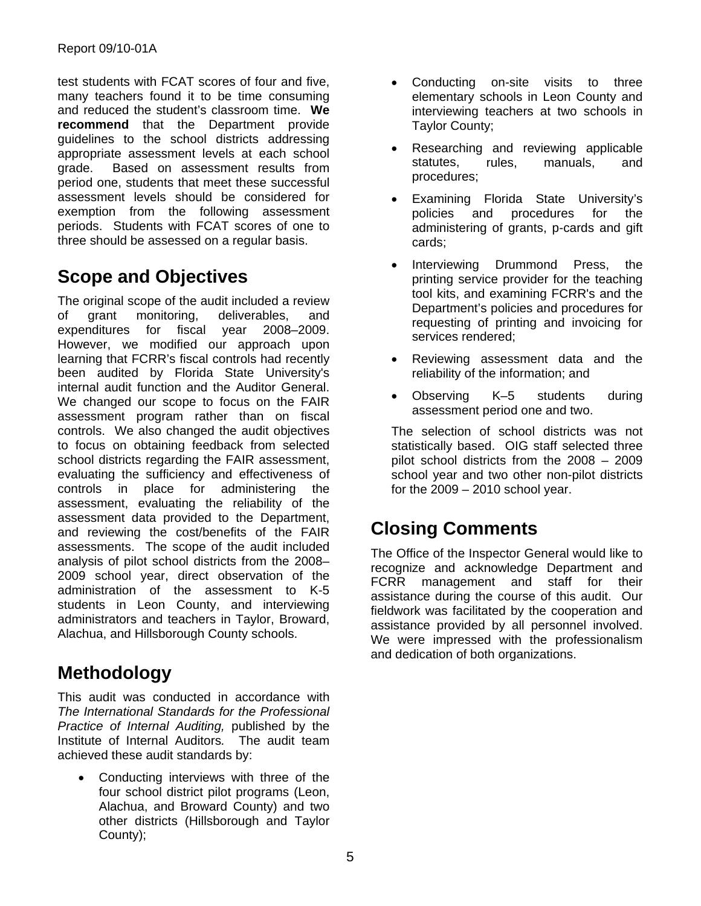test students with FCAT scores of four and five, many teachers found it to be time consuming and reduced the student's classroom time. **We recommend** that the Department provide guidelines to the school districts addressing appropriate assessment levels at each school grade. Based on assessment results from period one, students that meet these successful assessment levels should be considered for exemption from the following assessment periods. Students with FCAT scores of one to three should be assessed on a regular basis.

## Scope and Objectives

The original scope of the audit included a review of grant monitoring, deliverables, and expenditures for fiscal year 2008–2009. However, we modified our approach upon learning that FCRR's fiscal controls had recently been audited by Florida State University's internal audit function and the Auditor General. We changed our scope to focus on the FAIR assessment program rather than on fiscal controls. We also changed the audit objectives to focus on obtaining feedback from selected school districts regarding the FAIR assessment, evaluating the sufficiency and effectiveness of controls in place for administering the assessment, evaluating the reliability of the assessment data provided to the Department, and reviewing the cost/benefits of the FAIR assessments. The scope of the audit included analysis of pilot school districts from the 2008–2009 school year, direct observation of the administration of the assessment to K-5 students in Leon County, and interviewing administrators and teachers in Taylor, Broward, Alachua, and Hillsborough County schools.

## Methodology

This audit was conducted in accordance with *The International Standards for the Professional Practice of Internal Auditing,* published by the Institute of Internal Auditors. The audit team achieved these audit standards by:

- Conducting interviews with three of the four school district pilot programs (Leon, Alachua, and Broward County) and two other districts (Hillsborough and Taylor County);
- Conducting on-site visits to three elementary schools in Leon County and interviewing teachers at two schools in Taylor County;
- Researching and reviewing applicable statutes, rules, manuals, and procedures;
- Examining Florida State University's policies and procedures for the administering of grants, p-cards and gift cards;
- Interviewing Drummond Press, the printing service provider for the teaching tool kits, and examining FCRR's and the Department's policies and procedures for requesting of printing and invoicing for services rendered;
- Reviewing assessment data and the reliability of the information; and
- Observing K–5 students during assessment period one and two.

The selection of school districts was not statistically based. OIG staff selected three pilot school districts from the 2008 – 2009 school year and two other non-pilot districts for the 2009 – 2010 school year.

## Closing Comments

The Office of the Inspector General would like to recognize and acknowledge Department and FCRR management and staff for their assistance during the course of this audit. Our fieldwork was facilitated by the cooperation and assistance provided by all personnel involved. We were impressed with the professionalism and dedication of both organizations.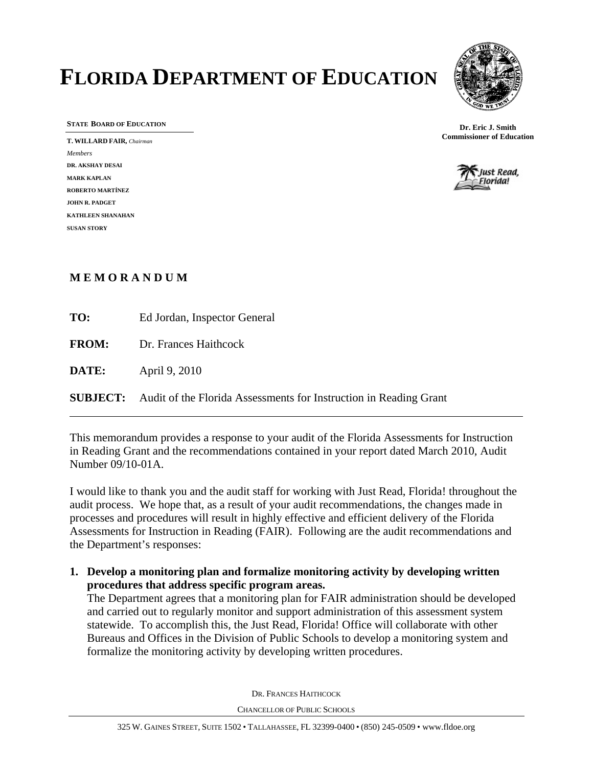# FLORIDA DEPARTMENT OF EDUCATION

**STATE BOARD OF EDUCATION**

**T. WILLARD FAIR,** *Chairman*

*Members*

**DR. AKSHAY DESAI**

**MARK KAPLAN**

**ROBERTO MARTÍNEZ**

**JOHN R. PADGET**

**KATHLEEN SHANAHAN**

**SUSAN STORY**

**Dr. Eric J. Smith**
**Commissioner of Education**

Just Read, Florida!

**M E M O R A N D U M**

**TO:** Ed Jordan, Inspector General

**FROM:** Dr. Frances Haithcock

**DATE:** April 9, 2010

**SUBJECT:** Audit of the Florida Assessments for Instruction in Reading Grant

---

This memorandum provides a response to your audit of the Florida Assessments for Instruction in Reading Grant and the recommendations contained in your report dated March 2010, Audit Number 09/10-01A.

I would like to thank you and the audit staff for working with Just Read, Florida! throughout the audit process. We hope that, as a result of your audit recommendations, the changes made in processes and procedures will result in highly effective and efficient delivery of the Florida Assessments for Instruction in Reading (FAIR). Following are the audit recommendations and the Department's responses:

1. **Develop a monitoring plan and formalize monitoring activity by developing written procedures that address specific program areas.**
   The Department agrees that a monitoring plan for FAIR administration should be developed and carried out to regularly monitor and support administration of this assessment system statewide. To accomplish this, the Just Read, Florida! Office will collaborate with other Bureaus and Offices in the Division of Public Schools to develop a monitoring system and formalize the monitoring activity by developing written procedures.

DR. FRANCES HAITHCOCK
CHANCELLOR OF PUBLIC SCHOOLS

325 W. GAINES STREET, SUITE 1502 • TALLAHASSEE, FL 32399-0400 • (850) 245-0509 • www.fldoe.org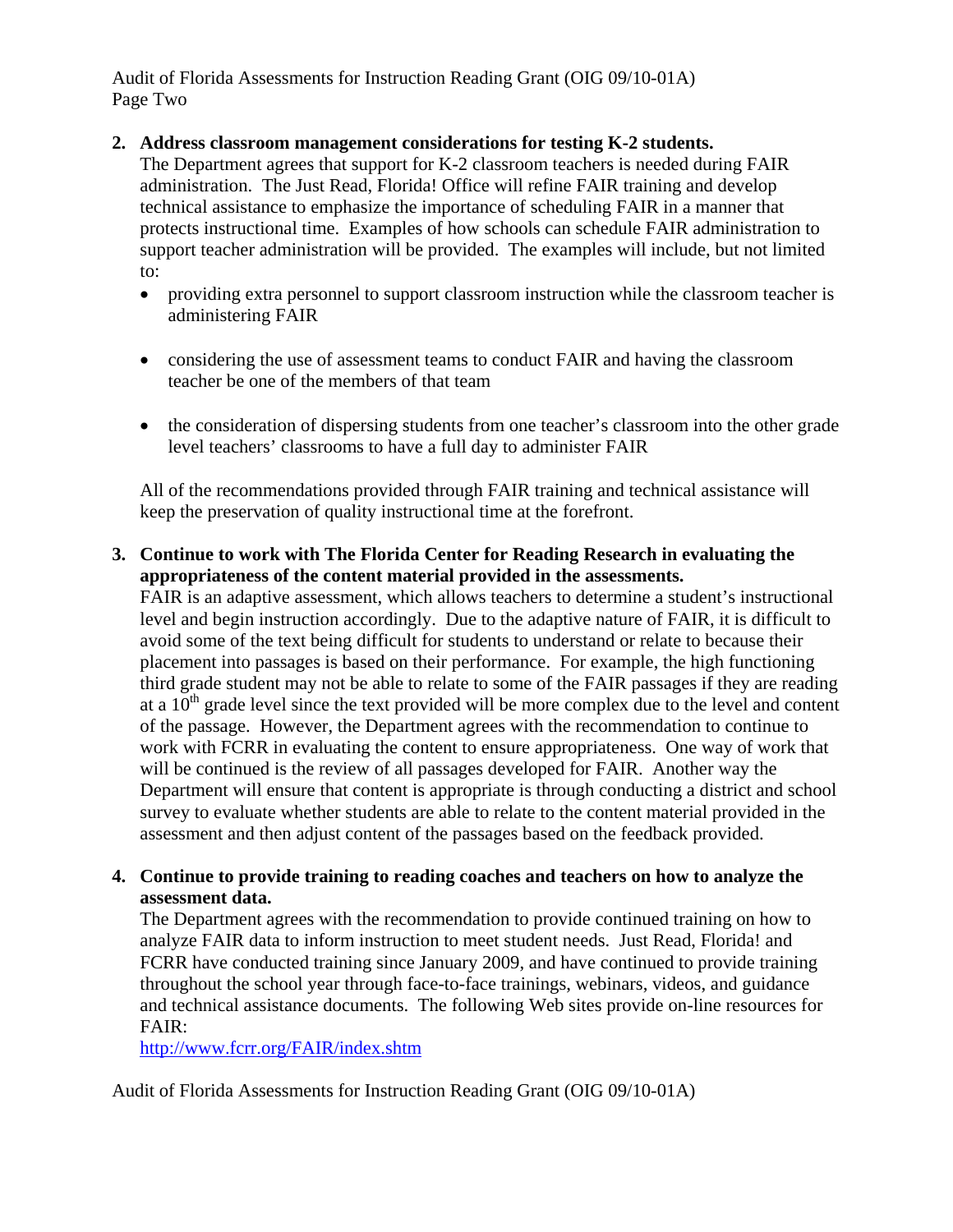2. **Address classroom management considerations for testing K-2 students.**
   The Department agrees that support for K-2 classroom teachers is needed during FAIR administration. The Just Read, Florida! Office will refine FAIR training and develop technical assistance to emphasize the importance of scheduling FAIR in a manner that protects instructional time. Examples of how schools can schedule FAIR administration to support teacher administration will be provided. The examples will include, but not limited to:

   - providing extra personnel to support classroom instruction while the classroom teacher is administering FAIR

   - considering the use of assessment teams to conduct FAIR and having the classroom teacher be one of the members of that team

   - the consideration of dispersing students from one teacher's classroom into the other grade level teachers' classrooms to have a full day to administer FAIR

   All of the recommendations provided through FAIR training and technical assistance will keep the preservation of quality instructional time at the forefront.

3. **Continue to work with The Florida Center for Reading Research in evaluating the appropriateness of the content material provided in the assessments.**
   FAIR is an adaptive assessment, which allows teachers to determine a student's instructional level and begin instruction accordingly. Due to the adaptive nature of FAIR, it is difficult to avoid some of the text being difficult for students to understand or relate to because their placement into passages is based on their performance. For example, the high functioning third grade student may not be able to relate to some of the FAIR passages if they are reading at a 10th grade level since the text provided will be more complex due to the level and content of the passage. However, the Department agrees with the recommendation to continue to work with FCRR in evaluating the content to ensure appropriateness. One way of work that will be continued is the review of all passages developed for FAIR. Another way the Department will ensure that content is appropriate is through conducting a district and school survey to evaluate whether students are able to relate to the content material provided in the assessment and then adjust content of the passages based on the feedback provided.

4. **Continue to provide training to reading coaches and teachers on how to analyze the assessment data.**
   The Department agrees with the recommendation to provide continued training on how to analyze FAIR data to inform instruction to meet student needs. Just Read, Florida! and FCRR have conducted training since January 2009, and have continued to provide training throughout the school year through face-to-face trainings, webinars, videos, and guidance and technical assistance documents. The following Web sites provide on-line resources for FAIR:
   http://www.fcrr.org/FAIR/index.shtm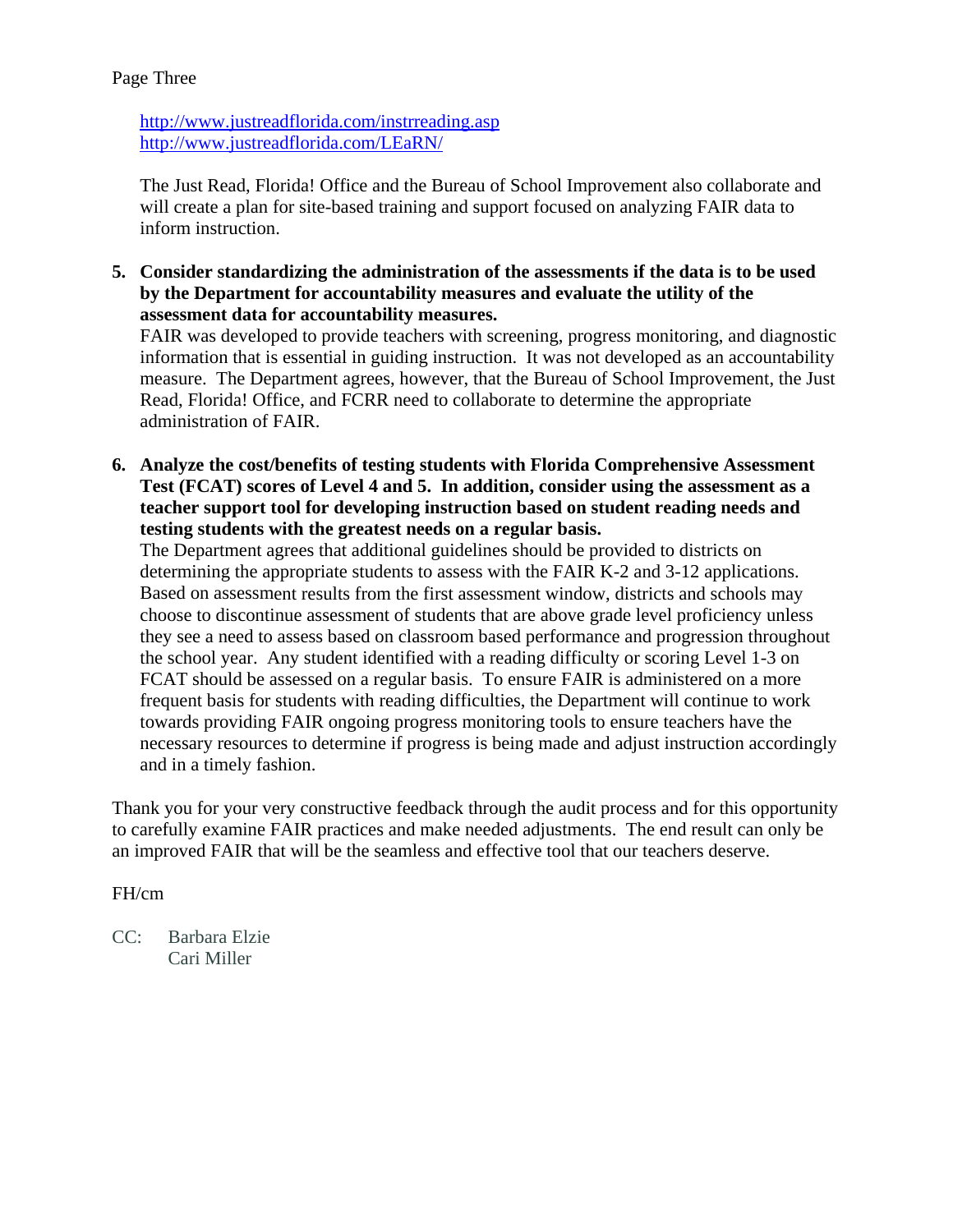Page Three

http://www.justreadflorida.com/instrreading.asp
http://www.justreadflorida.com/LEaRN/

The Just Read, Florida! Office and the Bureau of School Improvement also collaborate and will create a plan for site-based training and support focused on analyzing FAIR data to inform instruction.

5. **Consider standardizing the administration of the assessments if the data is to be used by the Department for accountability measures and evaluate the utility of the assessment data for accountability measures.**
   FAIR was developed to provide teachers with screening, progress monitoring, and diagnostic information that is essential in guiding instruction. It was not developed as an accountability measure. The Department agrees, however, that the Bureau of School Improvement, the Just Read, Florida! Office, and FCRR need to collaborate to determine the appropriate administration of FAIR.

6. **Analyze the cost/benefits of testing students with Florida Comprehensive Assessment Test (FCAT) scores of Level 4 and 5. In addition, consider using the assessment as a teacher support tool for developing instruction based on student reading needs and testing students with the greatest needs on a regular basis.**
   The Department agrees that additional guidelines should be provided to districts on determining the appropriate students to assess with the FAIR K-2 and 3-12 applications. Based on assessment results from the first assessment window, districts and schools may choose to discontinue assessment of students that are above grade level proficiency unless they see a need to assess based on classroom based performance and progression throughout the school year. Any student identified with a reading difficulty or scoring Level 1-3 on FCAT should be assessed on a regular basis. To ensure FAIR is administered on a more frequent basis for students with reading difficulties, the Department will continue to work towards providing FAIR ongoing progress monitoring tools to ensure teachers have the necessary resources to determine if progress is being made and adjust instruction accordingly and in a timely fashion.

Thank you for your very constructive feedback through the audit process and for this opportunity to carefully examine FAIR practices and make needed adjustments. The end result can only be an improved FAIR that will be the seamless and effective tool that our teachers deserve.

FH/cm

CC: Barbara Elzie
Cari Miller